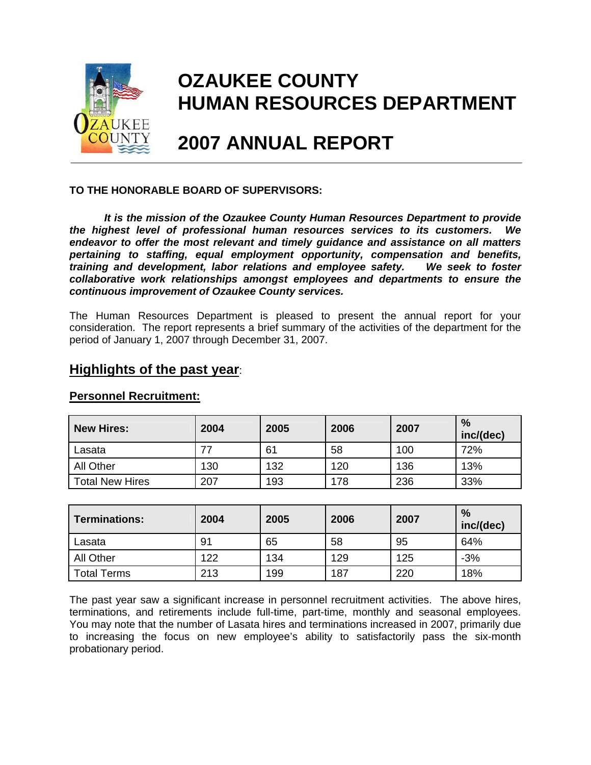# OZAUKEE COUNTY
# HUMAN RESOURCES DEPARTMENT

# 2007 ANNUAL REPORT

**TO THE HONORABLE BOARD OF SUPERVISORS:**

***It is the mission of the Ozaukee County Human Resources Department to provide the highest level of professional human resources services to its customers. We endeavor to offer the most relevant and timely guidance and assistance on all matters pertaining to staffing, equal employment opportunity, compensation and benefits, training and development, labor relations and employee safety. We seek to foster collaborative work relationships amongst employees and departments to ensure the continuous improvement of Ozaukee County services.***

The Human Resources Department is pleased to present the annual report for your consideration. The report represents a brief summary of the activities of the department for the period of January 1, 2007 through December 31, 2007.

## Highlights of the past year:

### Personnel Recruitment:

| New Hires: | 2004 | 2005 | 2006 | 2007 | % inc/(dec) |
|---|---|---|---|---|---|
| Lasata | 77 | 61 | 58 | 100 | 72% |
| All Other | 130 | 132 | 120 | 136 | 13% |
| Total New Hires | 207 | 193 | 178 | 236 | 33% |

| Terminations: | 2004 | 2005 | 2006 | 2007 | % inc/(dec) |
|---|---|---|---|---|---|
| Lasata | 91 | 65 | 58 | 95 | 64% |
| All Other | 122 | 134 | 129 | 125 | -3% |
| Total Terms | 213 | 199 | 187 | 220 | 18% |

The past year saw a significant increase in personnel recruitment activities. The above hires, terminations, and retirements include full-time, part-time, monthly and seasonal employees. You may note that the number of Lasata hires and terminations increased in 2007, primarily due to increasing the focus on new employee's ability to satisfactorily pass the six-month probationary period.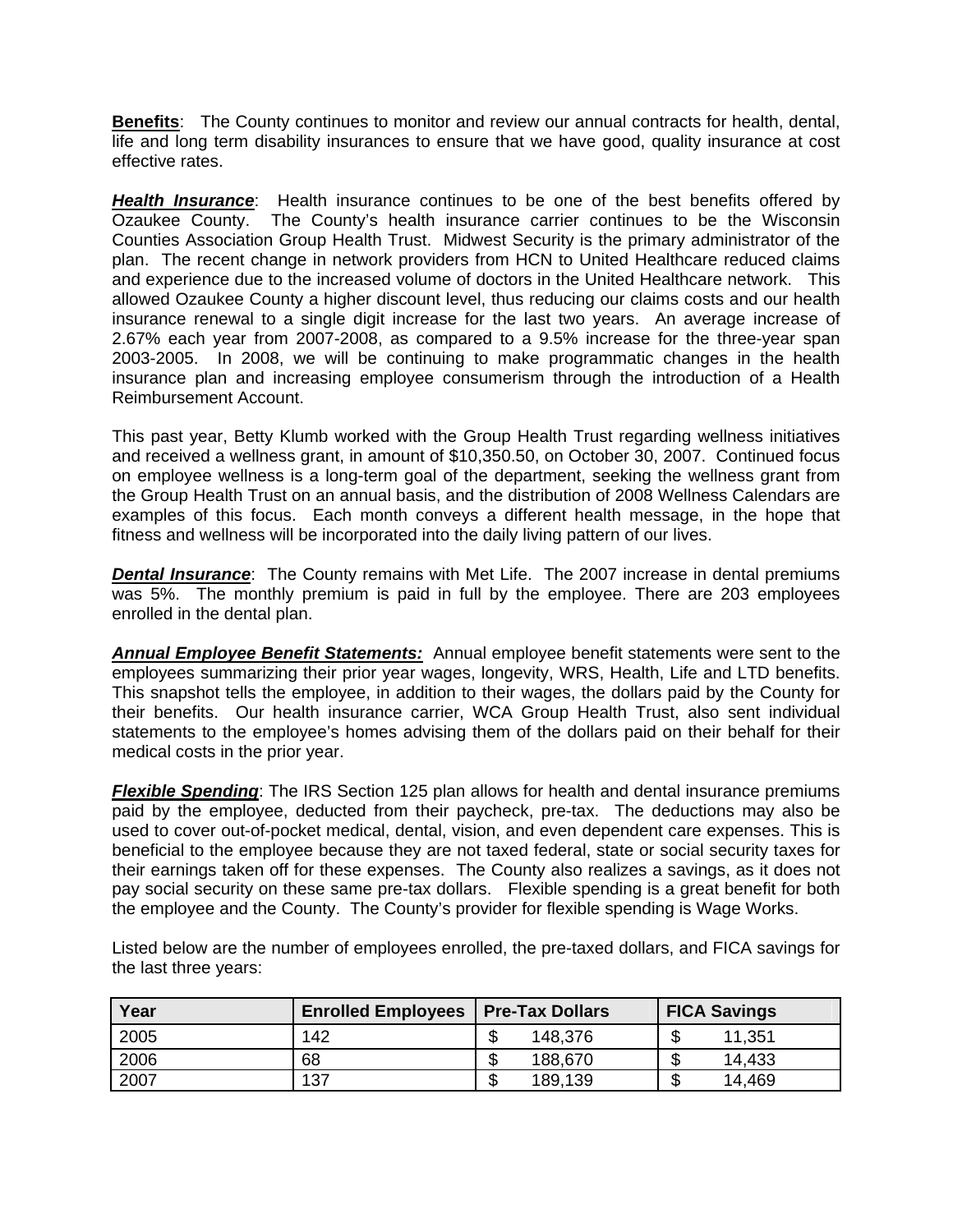**Benefits**: The County continues to monitor and review our annual contracts for health, dental, life and long term disability insurances to ensure that we have good, quality insurance at cost effective rates.

***Health Insurance***: Health insurance continues to be one of the best benefits offered by Ozaukee County. The County's health insurance carrier continues to be the Wisconsin Counties Association Group Health Trust. Midwest Security is the primary administrator of the plan. The recent change in network providers from HCN to United Healthcare reduced claims and experience due to the increased volume of doctors in the United Healthcare network. This allowed Ozaukee County a higher discount level, thus reducing our claims costs and our health insurance renewal to a single digit increase for the last two years. An average increase of 2.67% each year from 2007-2008, as compared to a 9.5% increase for the three-year span 2003-2005. In 2008, we will be continuing to make programmatic changes in the health insurance plan and increasing employee consumerism through the introduction of a Health Reimbursement Account.

This past year, Betty Klumb worked with the Group Health Trust regarding wellness initiatives and received a wellness grant, in amount of $10,350.50, on October 30, 2007. Continued focus on employee wellness is a long-term goal of the department, seeking the wellness grant from the Group Health Trust on an annual basis, and the distribution of 2008 Wellness Calendars are examples of this focus. Each month conveys a different health message, in the hope that fitness and wellness will be incorporated into the daily living pattern of our lives.

***Dental Insurance***: The County remains with Met Life. The 2007 increase in dental premiums was 5%. The monthly premium is paid in full by the employee. There are 203 employees enrolled in the dental plan.

***Annual Employee Benefit Statements:*** Annual employee benefit statements were sent to the employees summarizing their prior year wages, longevity, WRS, Health, Life and LTD benefits. This snapshot tells the employee, in addition to their wages, the dollars paid by the County for their benefits. Our health insurance carrier, WCA Group Health Trust, also sent individual statements to the employee's homes advising them of the dollars paid on their behalf for their medical costs in the prior year.

***Flexible Spending***: The IRS Section 125 plan allows for health and dental insurance premiums paid by the employee, deducted from their paycheck, pre-tax. The deductions may also be used to cover out-of-pocket medical, dental, vision, and even dependent care expenses. This is beneficial to the employee because they are not taxed federal, state or social security taxes for their earnings taken off for these expenses. The County also realizes a savings, as it does not pay social security on these same pre-tax dollars. Flexible spending is a great benefit for both the employee and the County. The County's provider for flexible spending is Wage Works.

Listed below are the number of employees enrolled, the pre-taxed dollars, and FICA savings for the last three years:

| Year | Enrolled Employees | Pre-Tax Dollars | FICA Savings |
|---|---|---|---|
| 2005 | 142 | $ 148,376 | $ 11,351 |
| 2006 | 68 | $ 188,670 | $ 14,433 |
| 2007 | 137 | $ 189,139 | $ 14,469 |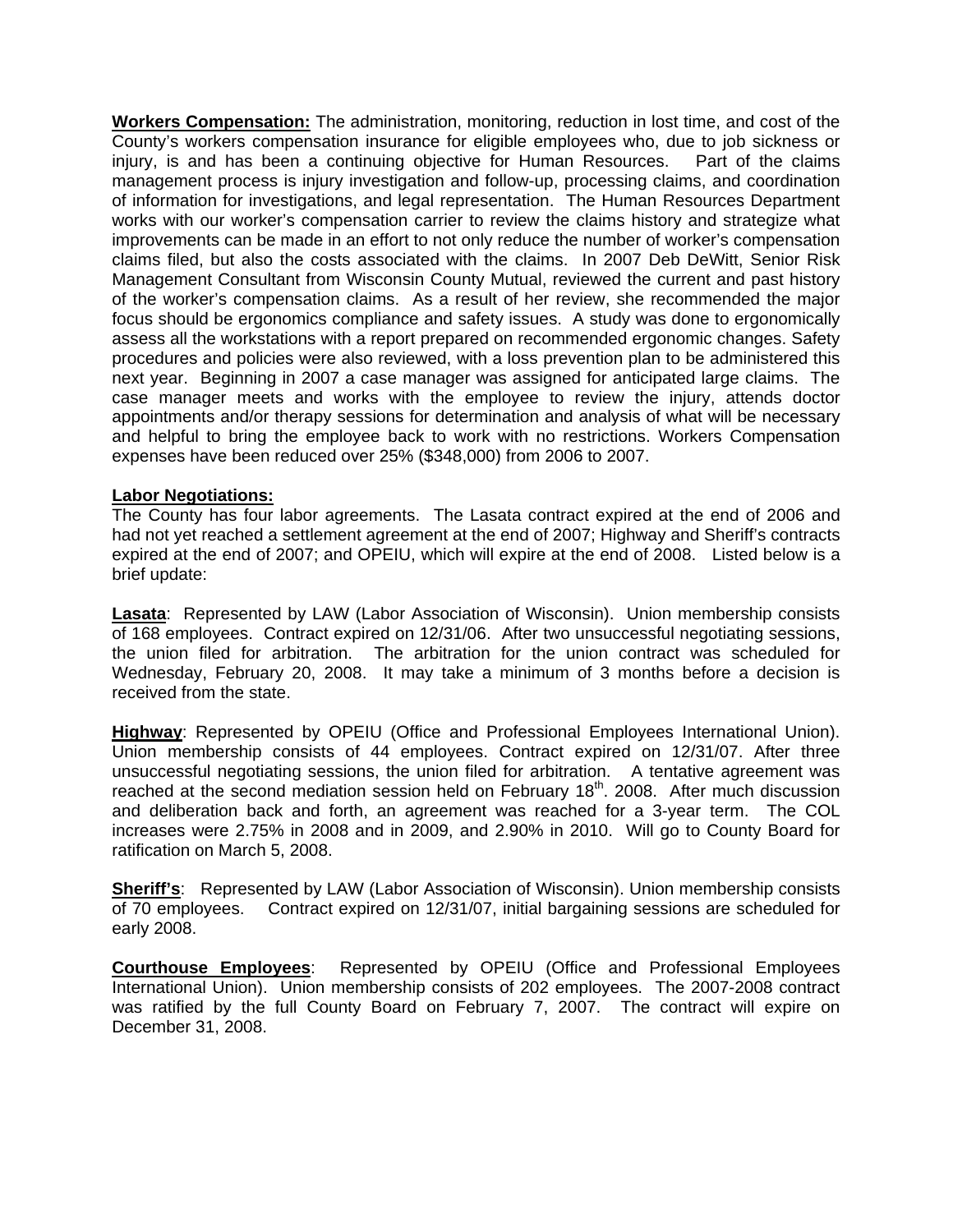**<u>Workers Compensation:</u>** The administration, monitoring, reduction in lost time, and cost of the County's workers compensation insurance for eligible employees who, due to job sickness or injury, is and has been a continuing objective for Human Resources. Part of the claims management process is injury investigation and follow-up, processing claims, and coordination of information for investigations, and legal representation. The Human Resources Department works with our worker's compensation carrier to review the claims history and strategize what improvements can be made in an effort to not only reduce the number of worker's compensation claims filed, but also the costs associated with the claims. In 2007 Deb DeWitt, Senior Risk Management Consultant from Wisconsin County Mutual, reviewed the current and past history of the worker's compensation claims. As a result of her review, she recommended the major focus should be ergonomics compliance and safety issues. A study was done to ergonomically assess all the workstations with a report prepared on recommended ergonomic changes. Safety procedures and policies were also reviewed, with a loss prevention plan to be administered this next year. Beginning in 2007 a case manager was assigned for anticipated large claims. The case manager meets and works with the employee to review the injury, attends doctor appointments and/or therapy sessions for determination and analysis of what will be necessary and helpful to bring the employee back to work with no restrictions. Workers Compensation expenses have been reduced over 25% ($348,000) from 2006 to 2007.

**<u>Labor Negotiations:</u>**

The County has four labor agreements. The Lasata contract expired at the end of 2006 and had not yet reached a settlement agreement at the end of 2007; Highway and Sheriff's contracts expired at the end of 2007; and OPEIU, which will expire at the end of 2008. Listed below is a brief update:

**<u>Lasata</u>**: Represented by LAW (Labor Association of Wisconsin). Union membership consists of 168 employees. Contract expired on 12/31/06. After two unsuccessful negotiating sessions, the union filed for arbitration. The arbitration for the union contract was scheduled for Wednesday, February 20, 2008. It may take a minimum of 3 months before a decision is received from the state.

**<u>Highway</u>**: Represented by OPEIU (Office and Professional Employees International Union). Union membership consists of 44 employees. Contract expired on 12/31/07. After three unsuccessful negotiating sessions, the union filed for arbitration. A tentative agreement was reached at the second mediation session held on February 18th. 2008. After much discussion and deliberation back and forth, an agreement was reached for a 3-year term. The COL increases were 2.75% in 2008 and in 2009, and 2.90% in 2010. Will go to County Board for ratification on March 5, 2008.

**<u>Sheriff's</u>**: Represented by LAW (Labor Association of Wisconsin). Union membership consists of 70 employees. Contract expired on 12/31/07, initial bargaining sessions are scheduled for early 2008.

**<u>Courthouse Employees</u>**: Represented by OPEIU (Office and Professional Employees International Union). Union membership consists of 202 employees. The 2007-2008 contract was ratified by the full County Board on February 7, 2007. The contract will expire on December 31, 2008.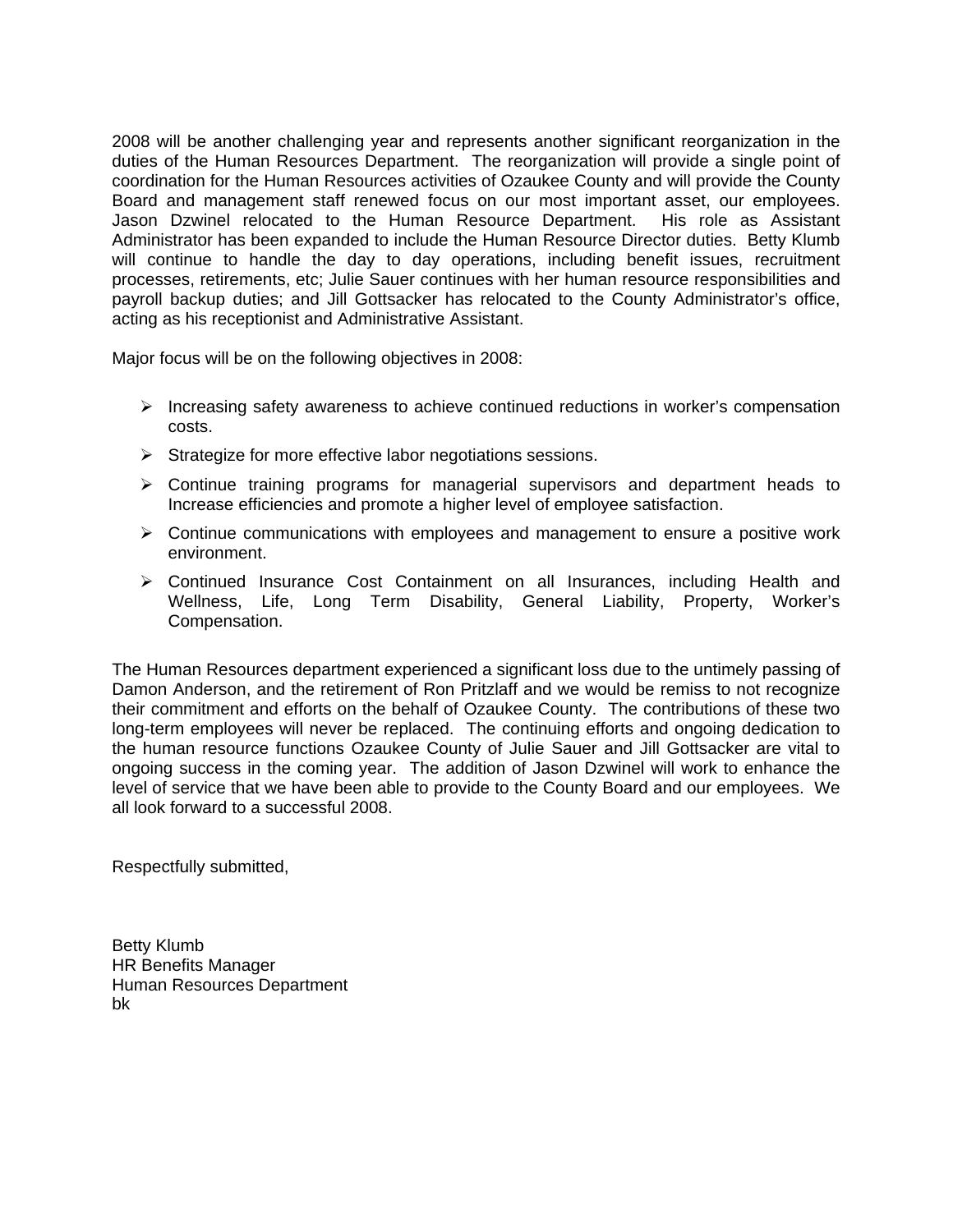2008 will be another challenging year and represents another significant reorganization in the duties of the Human Resources Department. The reorganization will provide a single point of coordination for the Human Resources activities of Ozaukee County and will provide the County Board and management staff renewed focus on our most important asset, our employees. Jason Dzwinel relocated to the Human Resource Department. His role as Assistant Administrator has been expanded to include the Human Resource Director duties. Betty Klumb will continue to handle the day to day operations, including benefit issues, recruitment processes, retirements, etc; Julie Sauer continues with her human resource responsibilities and payroll backup duties; and Jill Gottsacker has relocated to the County Administrator's office, acting as his receptionist and Administrative Assistant.

Major focus will be on the following objectives in 2008:

- Increasing safety awareness to achieve continued reductions in worker's compensation costs.
- Strategize for more effective labor negotiations sessions.
- Continue training programs for managerial supervisors and department heads to Increase efficiencies and promote a higher level of employee satisfaction.
- Continue communications with employees and management to ensure a positive work environment.
- Continued Insurance Cost Containment on all Insurances, including Health and Wellness, Life, Long Term Disability, General Liability, Property, Worker's Compensation.

The Human Resources department experienced a significant loss due to the untimely passing of Damon Anderson, and the retirement of Ron Pritzlaff and we would be remiss to not recognize their commitment and efforts on the behalf of Ozaukee County. The contributions of these two long-term employees will never be replaced. The continuing efforts and ongoing dedication to the human resource functions Ozaukee County of Julie Sauer and Jill Gottsacker are vital to ongoing success in the coming year. The addition of Jason Dzwinel will work to enhance the level of service that we have been able to provide to the County Board and our employees. We all look forward to a successful 2008.

Respectfully submitted,

Betty Klumb
HR Benefits Manager
Human Resources Department
bk